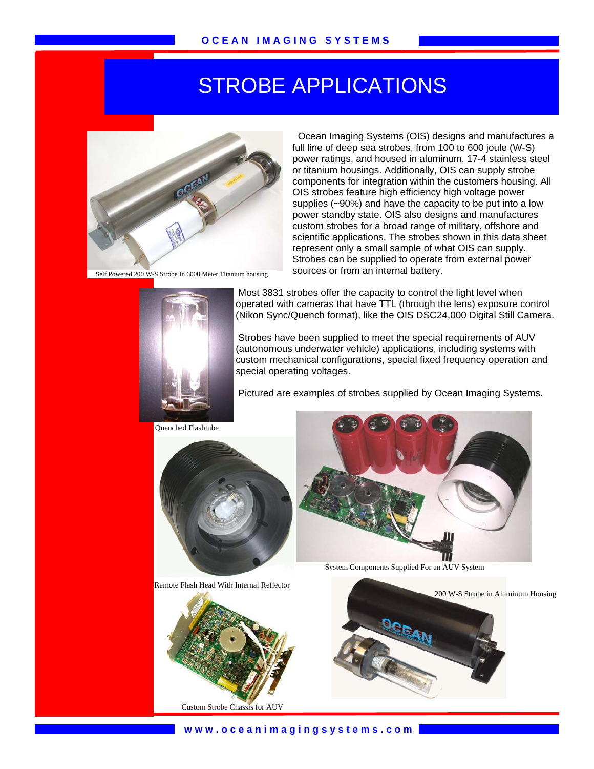# STROBE APPLICATIONS

Ocean Imaging Systems (OIS) designs and manufactures a full line of deep sea strobes, from 100 to 600 joule (W-S) power ratings, and housed in aluminum, 17-4 stainless steel or titanium housings. Additionally, OIS can supply strobe components for integration within the customers housing. All OIS strobes feature high efficiency high voltage power supplies (~90%) and have the capacity to be put into a low power standby state. OIS also designs and manufactures custom strobes for a broad range of military, offshore and scientific applications. The strobes shown in this data sheet represent only a small sample of what OIS can supply. Strobes can be supplied to operate from external power sources or from an internal battery.

Self Powered 200 W-S Strobe In 6000 Meter Titanium housing

Most 3831 strobes offer the capacity to control the light level when operated with cameras that have TTL (through the lens) exposure control (Nikon Sync/Quench format), like the OIS DSC24,000 Digital Still Camera.

Strobes have been supplied to meet the special requirements of AUV (autonomous underwater vehicle) applications, including systems with custom mechanical configurations, special fixed frequency operation and special operating voltages.

Pictured are examples of strobes supplied by Ocean Imaging Systems.

Quenched Flashtube

System Components Supplied For an AUV System

Remote Flash Head With Internal Reflector

200 W-S Strobe in Aluminum Housing

Custom Strobe Chassis for AUV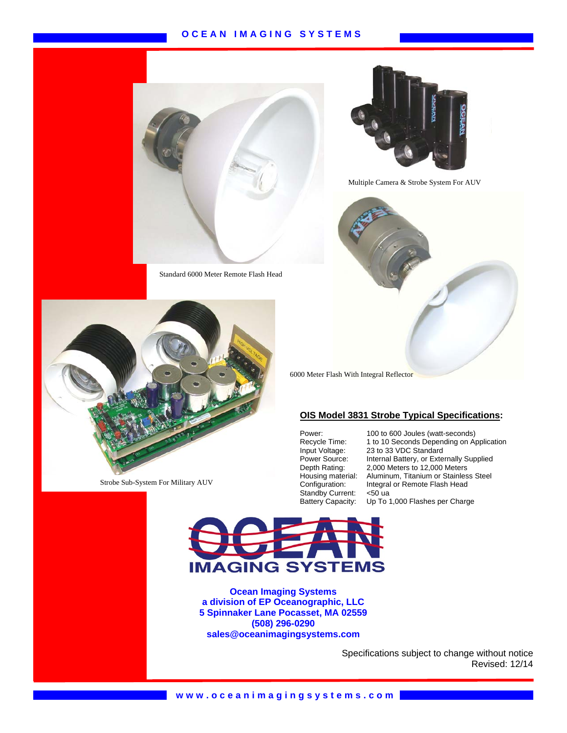Standard 6000 Meter Remote Flash Head

Multiple Camera & Strobe System For AUV

6000 Meter Flash With Integral Reflector

Strobe Sub-System For Military AUV

## OIS Model 3831 Strobe Typical Specifications:

| | |
|---|---|
| Power: | 100 to 600 Joules (watt-seconds) |
| Recycle Time: | 1 to 10 Seconds Depending on Application |
| Input Voltage: | 23 to 33 VDC Standard |
| Power Source: | Internal Battery, or Externally Supplied |
| Depth Rating: | 2,000 Meters to 12,000 Meters |
| Housing material: | Aluminum, Titanium or Stainless Steel |
| Configuration: | Integral or Remote Flash Head |
| Standby Current: | <50 ua |
| Battery Capacity: | Up To 1,000 Flashes per Charge |

**OCEAN IMAGING SYSTEMS**

**Ocean Imaging Systems**
**a division of EP Oceanographic, LLC**
**5 Spinnaker Lane Pocasset, MA 02559**
**(508) 296-0290**
**sales@oceanimagingsystems.com**

Specifications subject to change without notice
Revised: 12/14